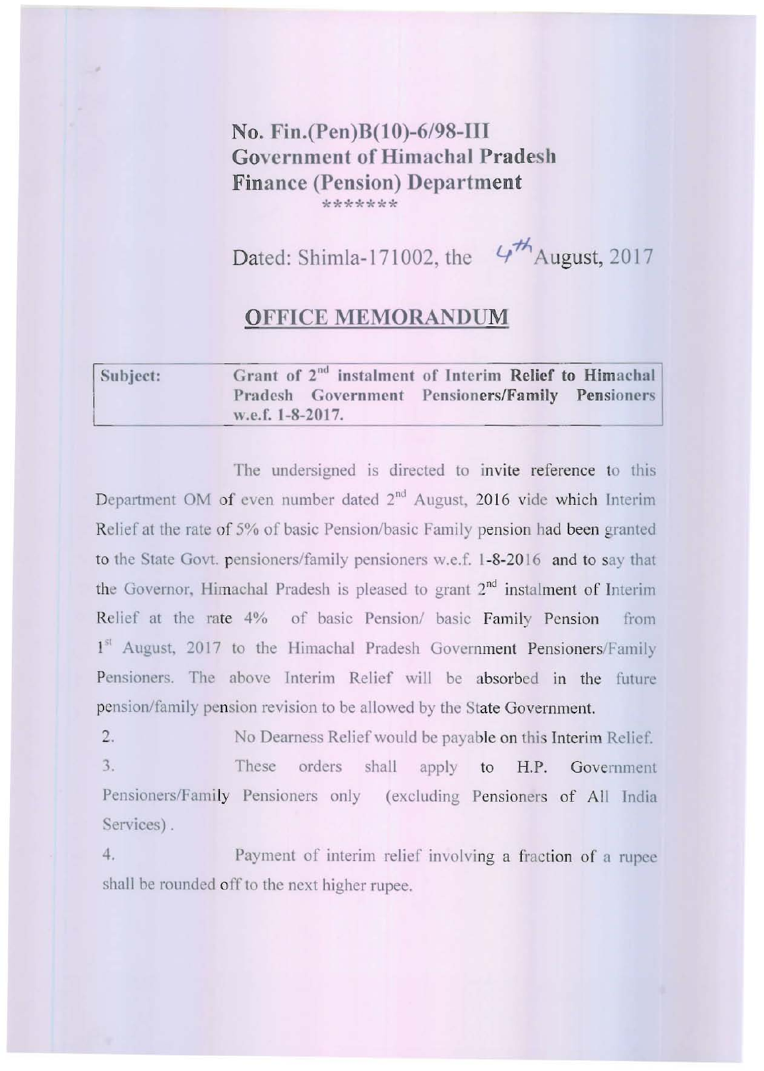**No. Fin.(Pen)B(10)-6/98-III**
**Government of Himachal Pradesh**
**Finance (Pension) Department**

\*\*\*\*\*\*\*

Dated: Shimla-171002, the 4th August, 2017

## OFFICE MEMORANDUM

| **Subject:** | **Grant of 2nd instalment of Interim Relief to Himachal Pradesh Government Pensioners/Family Pensioners w.e.f. 1-8-2017.** |
|---|---|

The undersigned is directed to invite reference to this Department OM of even number dated 2nd August, 2016 vide which Interim Relief at the rate of 5% of basic Pension/basic Family pension had been granted to the State Govt. pensioners/family pensioners w.e.f. 1-8-2016 and to say that the Governor, Himachal Pradesh is pleased to grant 2nd instalment of Interim Relief at the rate 4% of basic Pension/ basic Family Pension from 1st August, 2017 to the Himachal Pradesh Government Pensioners/Family Pensioners. The above Interim Relief will be absorbed in the future pension/family pension revision to be allowed by the State Government.

2. No Dearness Relief would be payable on this Interim Relief.

3. These orders shall apply to H.P. Government Pensioners/Family Pensioners only (excluding Pensioners of All India Services).

4. Payment of interim relief involving a fraction of a rupee shall be rounded off to the next higher rupee.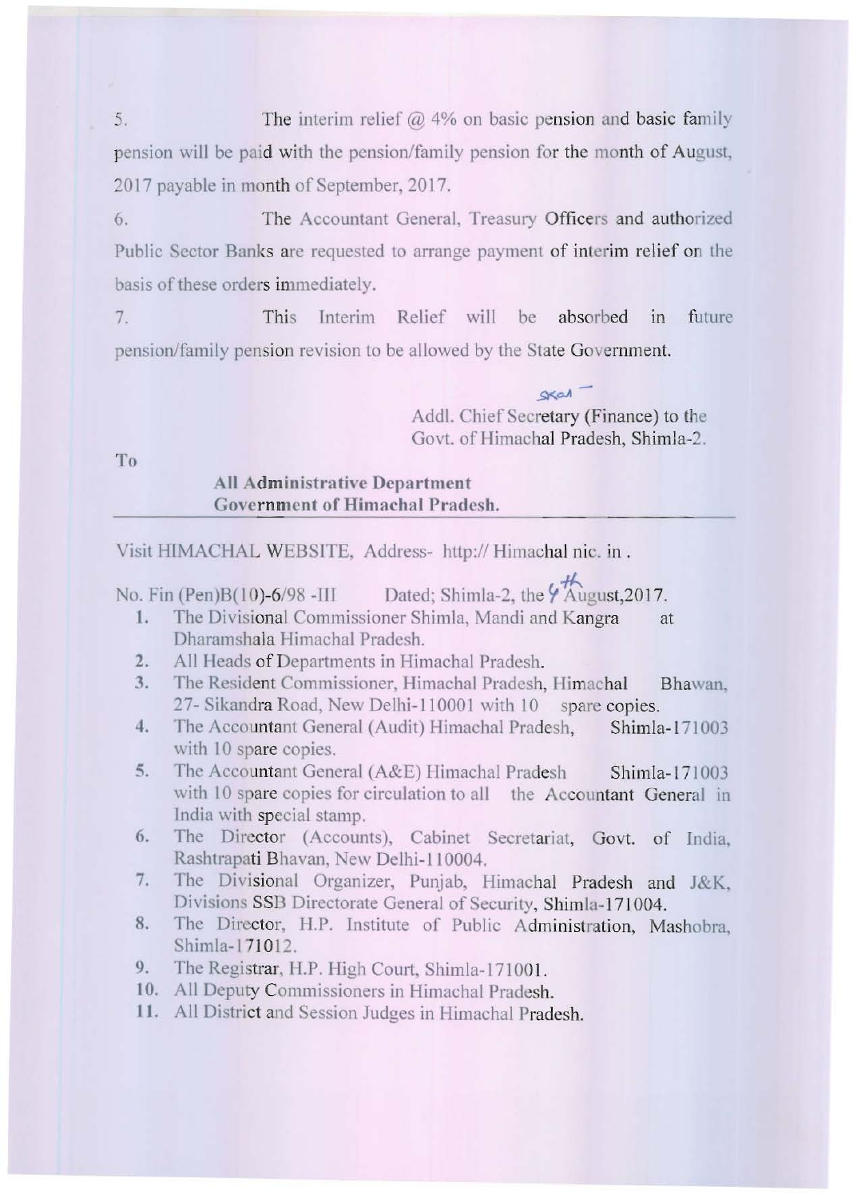5. The interim relief @ 4% on basic pension and basic family pension will be paid with the pension/family pension for the month of August, 2017 payable in month of September, 2017.

6. The Accountant General, Treasury Officers and authorized Public Sector Banks are requested to arrange payment of interim relief on the basis of these orders immediately.

7. This Interim Relief will be absorbed in future pension/family pension revision to be allowed by the State Government.

Sd/-

Addl. Chief Secretary (Finance) to the
Govt. of Himachal Pradesh, Shimla-2.

To

**All Administrative Department**
**Government of Himachal Pradesh.**

---

Visit HIMACHAL WEBSITE, Address- http:// Himachal nic. in .

No. Fin (Pen)B(10)-6/98 -III Dated; Shimla-2, the 4th August,2017.

1. The Divisional Commissioner Shimla, Mandi and Kangra at Dharamshala Himachal Pradesh.
2. All Heads of Departments in Himachal Pradesh.
3. The Resident Commissioner, Himachal Pradesh, Himachal Bhawan, 27- Sikandra Road, New Delhi-110001 with 10 spare copies.
4. The Accountant General (Audit) Himachal Pradesh, Shimla-171003 with 10 spare copies.
5. The Accountant General (A&E) Himachal Pradesh Shimla-171003 with 10 spare copies for circulation to all the Accountant General in India with special stamp.
6. The Director (Accounts), Cabinet Secretariat, Govt. of India, Rashtrapati Bhavan, New Delhi-110004.
7. The Divisional Organizer, Punjab, Himachal Pradesh and J&K, Divisions SSB Directorate General of Security, Shimla-171004.
8. The Director, H.P. Institute of Public Administration, Mashobra, Shimla-171012.
9. The Registrar, H.P. High Court, Shimla-171001.
10. All Deputy Commissioners in Himachal Pradesh.
11. All District and Session Judges in Himachal Pradesh.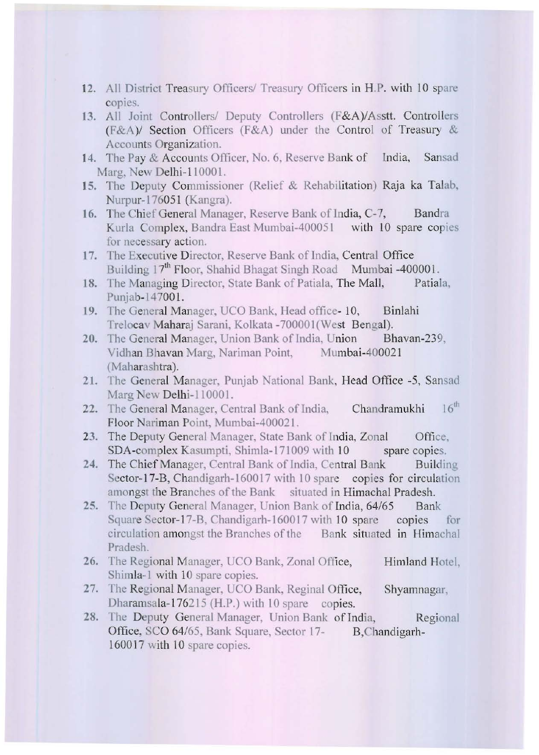12. All District Treasury Officers/ Treasury Officers in H.P. with 10 spare copies.
13. All Joint Controllers/ Deputy Controllers (F&A)/Asstt. Controllers (F&A)/ Section Officers (F&A) under the Control of Treasury & Accounts Organization.
14. The Pay & Accounts Officer, No. 6, Reserve Bank of India, Sansad Marg, New Delhi-110001.
15. The Deputy Commissioner (Relief & Rehabilitation) Raja ka Talab, Nurpur-176051 (Kangra).
16. The Chief General Manager, Reserve Bank of India, C-7, Bandra Kurla Complex, Bandra East Mumbai-400051 with 10 spare copies for necessary action.
17. The Executive Director, Reserve Bank of India, Central Office Building 17th Floor, Shahid Bhagat Singh Road Mumbai -400001.
18. The Managing Director, State Bank of Patiala, The Mall, Patiala, Punjab-147001.
19. The General Manager, UCO Bank, Head office- 10, Binlahi Trelocav Maharaj Sarani, Kolkata -700001(West Bengal).
20. The General Manager, Union Bank of India, Union Bhavan-239, Vidhan Bhavan Marg, Nariman Point, Mumbai-400021 (Maharashtra).
21. The General Manager, Punjab National Bank, Head Office -5, Sansad Marg New Delhi-110001.
22. The General Manager, Central Bank of India, Chandramukhi 16th Floor Nariman Point, Mumbai-400021.
23. The Deputy General Manager, State Bank of India, Zonal Office, SDA-complex Kasumpti, Shimla-171009 with 10 spare copies.
24. The Chief Manager, Central Bank of India, Central Bank Building Sector-17-B, Chandigarh-160017 with 10 spare copies for circulation amongst the Branches of the Bank situated in Himachal Pradesh.
25. The Deputy General Manager, Union Bank of India, 64/65 Bank Square Sector-17-B, Chandigarh-160017 with 10 spare copies for circulation amongst the Branches of the Bank situated in Himachal Pradesh.
26. The Regional Manager, UCO Bank, Zonal Office, Himland Hotel, Shimla-1 with 10 spare copies.
27. The Regional Manager, UCO Bank, Reginal Office, Shyamnagar, Dharamsala-176215 (H.P.) with 10 spare copies.
28. The Deputy General Manager, Union Bank of India, Regional Office, SCO 64/65, Bank Square, Sector 17-B,Chandigarh-160017 with 10 spare copies.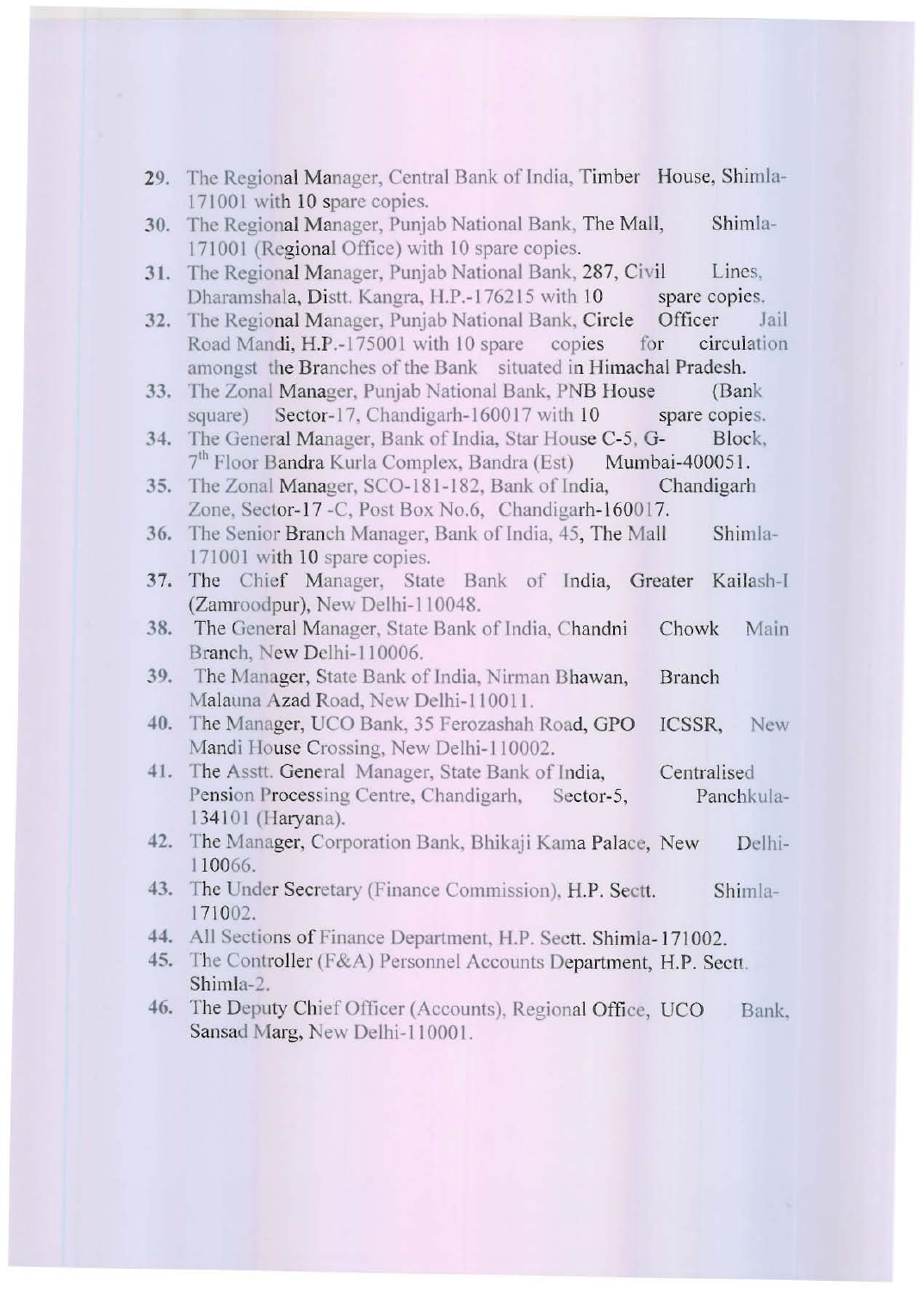29. The Regional Manager, Central Bank of India, Timber House, Shimla-171001 with 10 spare copies.
30. The Regional Manager, Punjab National Bank, The Mall, Shimla-171001 (Regional Office) with 10 spare copies.
31. The Regional Manager, Punjab National Bank, 287, Civil Lines, Dharamshala, Distt. Kangra, H.P.-176215 with 10 spare copies.
32. The Regional Manager, Punjab National Bank, Circle Officer Jail Road Mandi, H.P.-175001 with 10 spare copies for circulation amongst the Branches of the Bank situated in Himachal Pradesh.
33. The Zonal Manager, Punjab National Bank, PNB House (Bank square) Sector-17, Chandigarh-160017 with 10 spare copies.
34. The General Manager, Bank of India, Star House C-5, G-Block, 7th Floor Bandra Kurla Complex, Bandra (Est) Mumbai-400051.
35. The Zonal Manager, SCO-181-182, Bank of India, Chandigarh Zone, Sector-17 -C, Post Box No.6, Chandigarh-160017.
36. The Senior Branch Manager, Bank of India, 45, The Mall Shimla-171001 with 10 spare copies.
37. The Chief Manager, State Bank of India, Greater Kailash-I (Zamroodpur), New Delhi-110048.
38. The General Manager, State Bank of India, Chandni Chowk Main Branch, New Delhi-110006.
39. The Manager, State Bank of India, Nirman Bhawan, Branch Malauna Azad Road, New Delhi-110011.
40. The Manager, UCO Bank, 35 Ferozashah Road, GPO ICSSR, New Mandi House Crossing, New Delhi-110002.
41. The Asstt. General Manager, State Bank of India, Centralised Pension Processing Centre, Chandigarh, Sector-5, Panchkula-134101 (Haryana).
42. The Manager, Corporation Bank, Bhikaji Kama Palace, New Delhi-110066.
43. The Under Secretary (Finance Commission), H.P. Sectt. Shimla-171002.
44. All Sections of Finance Department, H.P. Sectt. Shimla-171002.
45. The Controller (F&A) Personnel Accounts Department, H.P. Sectt. Shimla-2.
46. The Deputy Chief Officer (Accounts), Regional Office, UCO Bank, Sansad Marg, New Delhi-110001.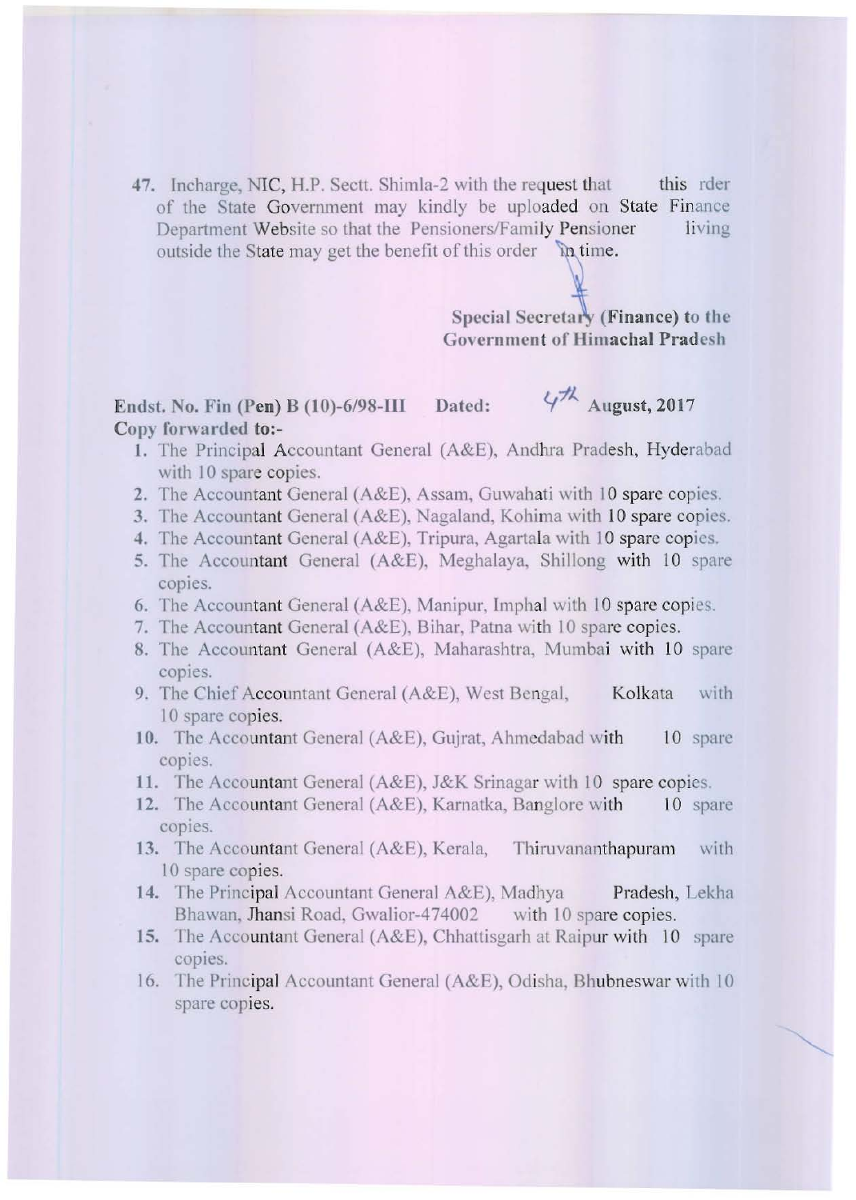47. Incharge, NIC, H.P. Sectt. Shimla-2 with the request that this rder of the State Government may kindly be uploaded on State Finance Department Website so that the Pensioners/Family Pensioner living outside the State may get the benefit of this order in time.

**Special Secretary (Finance) to the Government of Himachal Pradesh**

**Endst. No. Fin (Pen) B (10)-6/98-III Dated: 4th August, 2017**
**Copy forwarded to:-**

1. The Principal Accountant General (A&E), Andhra Pradesh, Hyderabad with 10 spare copies.
2. The Accountant General (A&E), Assam, Guwahati with 10 spare copies.
3. The Accountant General (A&E), Nagaland, Kohima with 10 spare copies.
4. The Accountant General (A&E), Tripura, Agartala with 10 spare copies.
5. The Accountant General (A&E), Meghalaya, Shillong with 10 spare copies.
6. The Accountant General (A&E), Manipur, Imphal with 10 spare copies.
7. The Accountant General (A&E), Bihar, Patna with 10 spare copies.
8. The Accountant General (A&E), Maharashtra, Mumbai with 10 spare copies.
9. The Chief Accountant General (A&E), West Bengal, Kolkata with 10 spare copies.
10. The Accountant General (A&E), Gujrat, Ahmedabad with 10 spare copies.
11. The Accountant General (A&E), J&K Srinagar with 10 spare copies.
12. The Accountant General (A&E), Karnatka, Banglore with 10 spare copies.
13. The Accountant General (A&E), Kerala, Thiruvananthapuram with 10 spare copies.
14. The Principal Accountant General A&E), Madhya Pradesh, Lekha Bhawan, Jhansi Road, Gwalior-474002 with 10 spare copies.
15. The Accountant General (A&E), Chhattisgarh at Raipur with 10 spare copies.
16. The Principal Accountant General (A&E), Odisha, Bhubneswar with 10 spare copies.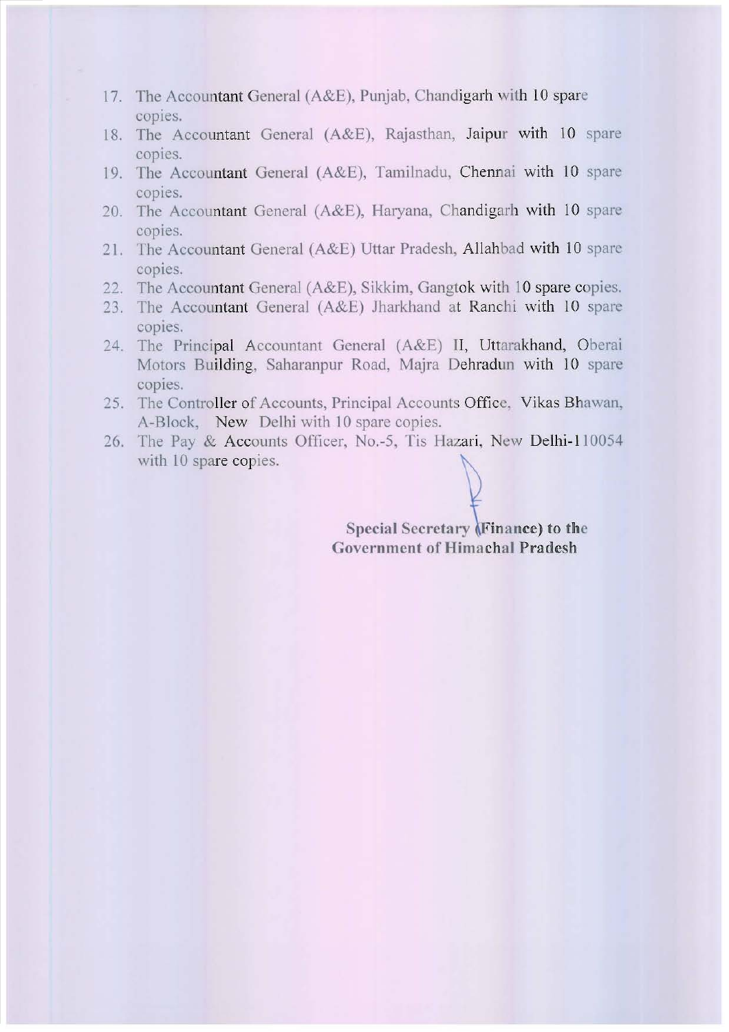17. The Accountant General (A&E), Punjab, Chandigarh with 10 spare copies.
18. The Accountant General (A&E), Rajasthan, Jaipur with 10 spare copies.
19. The Accountant General (A&E), Tamilnadu, Chennai with 10 spare copies.
20. The Accountant General (A&E), Haryana, Chandigarh with 10 spare copies.
21. The Accountant General (A&E) Uttar Pradesh, Allahbad with 10 spare copies.
22. The Accountant General (A&E), Sikkim, Gangtok with 10 spare copies.
23. The Accountant General (A&E) Jharkhand at Ranchi with 10 spare copies.
24. The Principal Accountant General (A&E) II, Uttarakhand, Oberai Motors Building, Saharanpur Road, Majra Dehradun with 10 spare copies.
25. The Controller of Accounts, Principal Accounts Office, Vikas Bhawan, A-Block, New Delhi with 10 spare copies.
26. The Pay & Accounts Officer, No.-5, Tis Hazari, New Delhi-110054 with 10 spare copies.

**Special Secretary (Finance) to the Government of Himachal Pradesh**